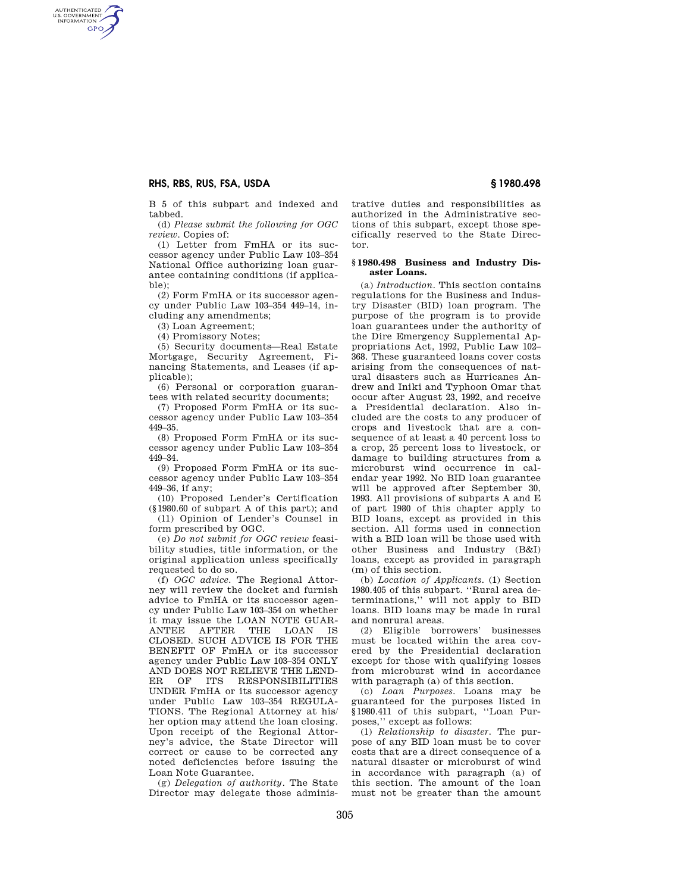B 5 of this subpart and indexed and tabbed.

(d) *Please submit the following for OGC review.* Copies of:

(1) Letter from FmHA or its successor agency under Public Law 103–354 National Office authorizing loan guarantee containing conditions (if applicable);

(2) Form FmHA or its successor agency under Public Law 103–354 449–14, including any amendments;

(3) Loan Agreement;

(4) Promissory Notes;

(5) Security documents—Real Estate Mortgage, Security Agreement, Financing Statements, and Leases (if applicable);

(6) Personal or corporation guarantees with related security documents;

(7) Proposed Form FmHA or its successor agency under Public Law 103–354 449–35.

(8) Proposed Form FmHA or its successor agency under Public Law 103–354 449–34.

(9) Proposed Form FmHA or its successor agency under Public Law 103–354 449–36, if any;

(10) Proposed Lender's Certification (§1980.60 of subpart A of this part); and

(11) Opinion of Lender's Counsel in form prescribed by OGC.

(e) *Do not submit for OGC review* feasibility studies, title information, or the original application unless specifically requested to do so.

(f) *OGC advice.* The Regional Attorney will review the docket and furnish advice to FmHA or its successor agency under Public Law 103–354 on whether it may issue the LOAN NOTE GUARANTEE AFTER THE LOAN IS CLOSED. SUCH ADVICE IS FOR THE BENEFIT OF FmHA or its successor agency under Public Law 103–354 ONLY AND DOES NOT RELIEVE THE LENDER OF ITS RESPONSIBILITIES UNDER FmHA or its successor agency under Public Law 103–354 REGULATIONS. The Regional Attorney at his/her option may attend the loan closing. Upon receipt of the Regional Attorney's advice, the State Director will correct or cause to be corrected any noted deficiencies before issuing the Loan Note Guarantee.

(g) *Delegation of authority.* The State Director may delegate those administrative duties and responsibilities as authorized in the Administrative sections of this subpart, except those specifically reserved to the State Director.

## § 1980.498 Business and Industry Disaster Loans.

(a) *Introduction.* This section contains regulations for the Business and Industry Disaster (BID) loan program. The purpose of the program is to provide loan guarantees under the authority of the Dire Emergency Supplemental Appropriations Act, 1992, Public Law 102–368. These guaranteed loans cover costs arising from the consequences of natural disasters such as Hurricanes Andrew and Iniki and Typhoon Omar that occur after August 23, 1992, and receive a Presidential declaration. Also included are the costs to any producer of crops and livestock that are a consequence of at least a 40 percent loss to a crop, 25 percent loss to livestock, or damage to building structures from a microburst wind occurrence in calendar year 1992. No BID loan guarantee will be approved after September 30, 1993. All provisions of subparts A and E of part 1980 of this chapter apply to BID loans, except as provided in this section. All forms used in connection with a BID loan will be those used with other Business and Industry (B&I) loans, except as provided in paragraph (m) of this section.

(b) *Location of Applicants.* (1) Section 1980.405 of this subpart. ''Rural area determinations,'' will not apply to BID loans. BID loans may be made in rural and nonrural areas.

(2) Eligible borrowers' businesses must be located within the area covered by the Presidential declaration except for those with qualifying losses from microburst wind in accordance with paragraph (a) of this section.

(c) *Loan Purposes.* Loans may be guaranteed for the purposes listed in §1980.411 of this subpart, ''Loan Purposes,'' except as follows:

(1) *Relationship to disaster.* The purpose of any BID loan must be to cover costs that are a direct consequence of a natural disaster or microburst of wind in accordance with paragraph (a) of this section. The amount of the loan must not be greater than the amount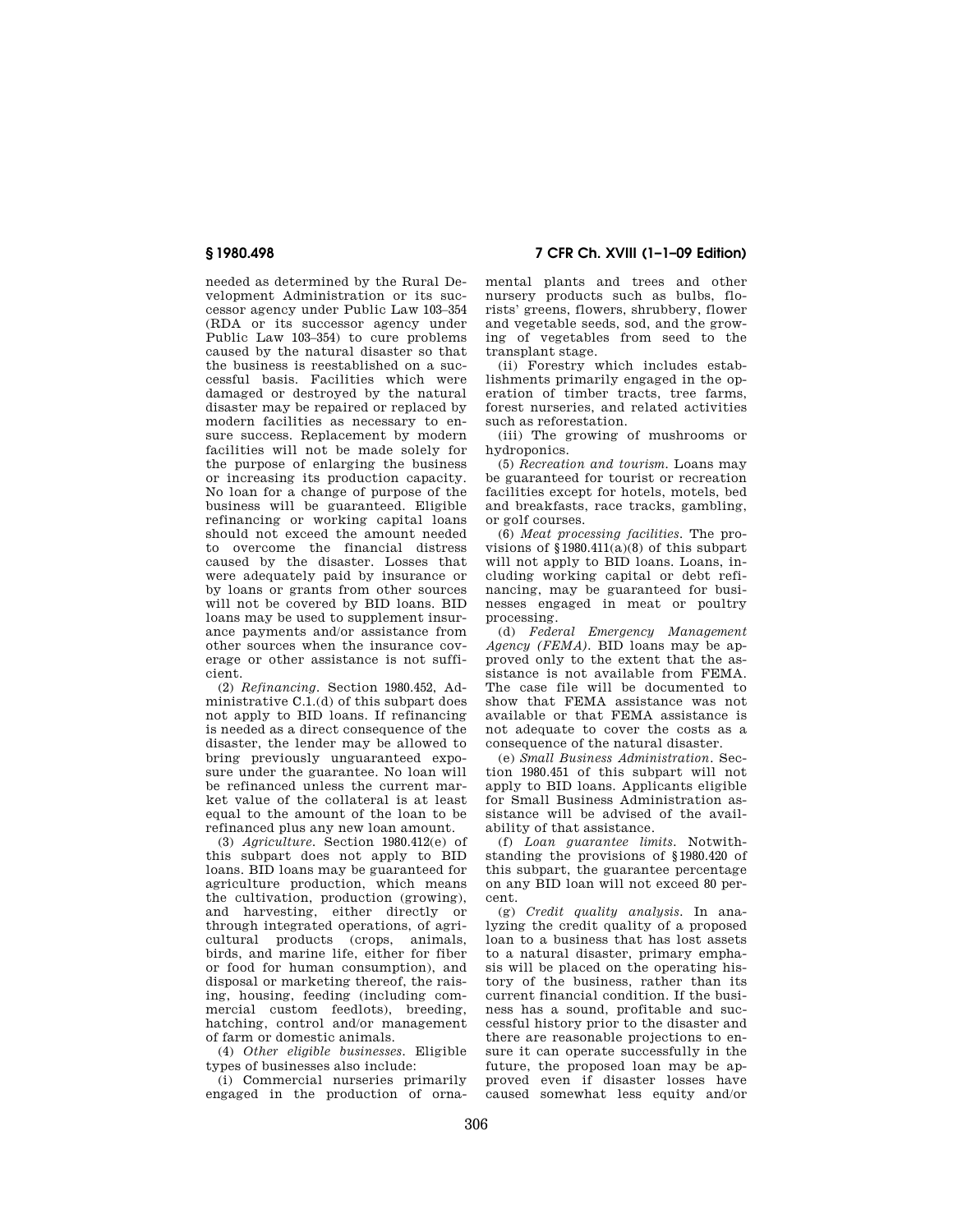needed as determined by the Rural Development Administration or its successor agency under Public Law 103–354 (RDA or its successor agency under Public Law 103–354) to cure problems caused by the natural disaster so that the business is reestablished on a successful basis. Facilities which were damaged or destroyed by the natural disaster may be repaired or replaced by modern facilities as necessary to ensure success. Replacement by modern facilities will not be made solely for the purpose of enlarging the business or increasing its production capacity. No loan for a change of purpose of the business will be guaranteed. Eligible refinancing or working capital loans should not exceed the amount needed to overcome the financial distress caused by the disaster. Losses that were adequately paid by insurance or by loans or grants from other sources will not be covered by BID loans. BID loans may be used to supplement insurance payments and/or assistance from other sources when the insurance coverage or other assistance is not sufficient.

(2) *Refinancing.* Section 1980.452, Administrative C.1.(d) of this subpart does not apply to BID loans. If refinancing is needed as a direct consequence of the disaster, the lender may be allowed to bring previously unguaranteed exposure under the guarantee. No loan will be refinanced unless the current market value of the collateral is at least equal to the amount of the loan to be refinanced plus any new loan amount.

(3) *Agriculture.* Section 1980.412(e) of this subpart does not apply to BID loans. BID loans may be guaranteed for agriculture production, which means the cultivation, production (growing), and harvesting, either directly or through integrated operations, of agricultural products (crops, animals, birds, and marine life, either for fiber or food for human consumption), and disposal or marketing thereof, the raising, housing, feeding (including commercial custom feedlots), breeding, hatching, control and/or management of farm or domestic animals.

(4) *Other eligible businesses.* Eligible types of businesses also include:

(i) Commercial nurseries primarily engaged in the production of ornamental plants and trees and other nursery products such as bulbs, florists' greens, flowers, shrubbery, flower and vegetable seeds, sod, and the growing of vegetables from seed to the transplant stage.

(ii) Forestry which includes establishments primarily engaged in the operation of timber tracts, tree farms, forest nurseries, and related activities such as reforestation.

(iii) The growing of mushrooms or hydroponics.

(5) *Recreation and tourism.* Loans may be guaranteed for tourist or recreation facilities except for hotels, motels, bed and breakfasts, race tracks, gambling, or golf courses.

(6) *Meat processing facilities.* The provisions of §1980.411(a)(8) of this subpart will not apply to BID loans. Loans, including working capital or debt refinancing, may be guaranteed for businesses engaged in meat or poultry processing.

(d) *Federal Emergency Management Agency (FEMA).* BID loans may be approved only to the extent that the assistance is not available from FEMA. The case file will be documented to show that FEMA assistance was not available or that FEMA assistance is not adequate to cover the costs as a consequence of the natural disaster.

(e) *Small Business Administration.* Section 1980.451 of this subpart will not apply to BID loans. Applicants eligible for Small Business Administration assistance will be advised of the availability of that assistance.

(f) *Loan guarantee limits.* Notwithstanding the provisions of §1980.420 of this subpart, the guarantee percentage on any BID loan will not exceed 80 percent.

(g) *Credit quality analysis.* In analyzing the credit quality of a proposed loan to a business that has lost assets to a natural disaster, primary emphasis will be placed on the operating history of the business, rather than its current financial condition. If the business has a sound, profitable and successful history prior to the disaster and there are reasonable projections to ensure it can operate successfully in the future, the proposed loan may be approved even if disaster losses have caused somewhat less equity and/or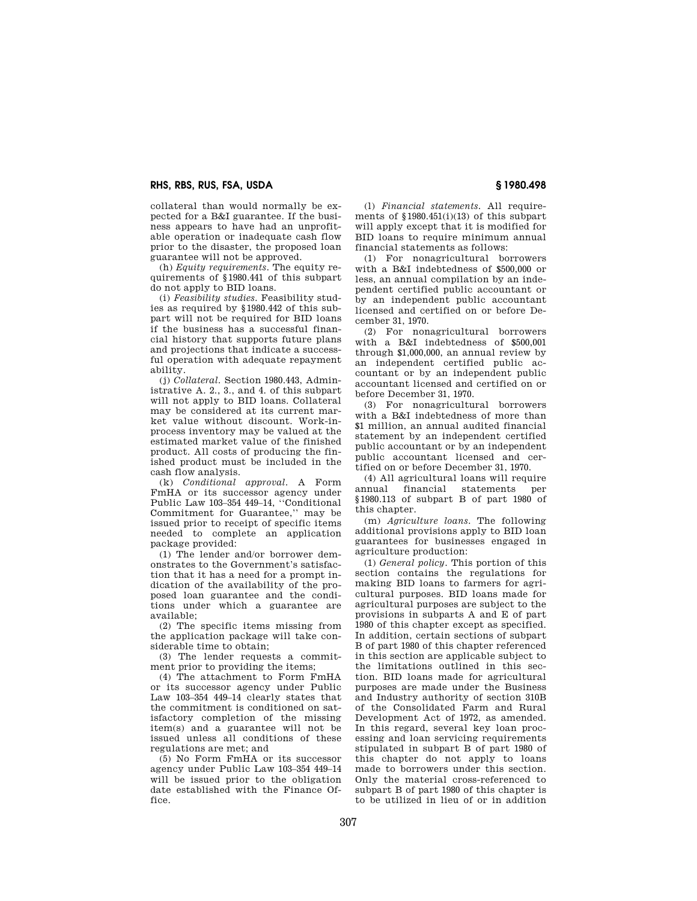collateral than would normally be expected for a B&I guarantee. If the business appears to have had an unprofitable operation or inadequate cash flow prior to the disaster, the proposed loan guarantee will not be approved.

(h) *Equity requirements.* The equity requirements of §1980.441 of this subpart do not apply to BID loans.

(i) *Feasibility studies.* Feasibility studies as required by §1980.442 of this subpart will not be required for BID loans if the business has a successful financial history that supports future plans and projections that indicate a successful operation with adequate repayment ability.

(j) *Collateral.* Section 1980.443, Administrative A. 2., 3., and 4. of this subpart will not apply to BID loans. Collateral may be considered at its current market value without discount. Work-in-process inventory may be valued at the estimated market value of the finished product. All costs of producing the finished product must be included in the cash flow analysis.

(k) *Conditional approval.* A Form FmHA or its successor agency under Public Law 103–354 449–14, ''Conditional Commitment for Guarantee,'' may be issued prior to receipt of specific items needed to complete an application package provided:

(1) The lender and/or borrower demonstrates to the Government's satisfaction that it has a need for a prompt indication of the availability of the proposed loan guarantee and the conditions under which a guarantee are available;

(2) The specific items missing from the application package will take considerable time to obtain;

(3) The lender requests a commitment prior to providing the items;

(4) The attachment to Form FmHA or its successor agency under Public Law 103–354 449–14 clearly states that the commitment is conditioned on satisfactory completion of the missing item(s) and a guarantee will not be issued unless all conditions of these regulations are met; and

(5) No Form FmHA or its successor agency under Public Law 103–354 449–14 will be issued prior to the obligation date established with the Finance Office.

(l) *Financial statements.* All requirements of §1980.451(i)(13) of this subpart will apply except that it is modified for BID loans to require minimum annual financial statements as follows:

(1) For nonagricultural borrowers with a B&I indebtedness of $500,000 or less, an annual compilation by an independent certified public accountant or by an independent public accountant licensed and certified on or before December 31, 1970.

(2) For nonagricultural borrowers with a B&I indebtedness of $500,001 through $1,000,000, an annual review by an independent certified public accountant or by an independent public accountant licensed and certified on or before December 31, 1970.

(3) For nonagricultural borrowers with a B&I indebtedness of more than $1 million, an annual audited financial statement by an independent certified public accountant or by an independent public accountant licensed and certified on or before December 31, 1970.

(4) All agricultural loans will require annual financial statements per §1980.113 of subpart B of part 1980 of this chapter.

(m) *Agriculture loans.* The following additional provisions apply to BID loan guarantees for businesses engaged in agriculture production:

(1) *General policy.* This portion of this section contains the regulations for making BID loans to farmers for agricultural purposes. BID loans made for agricultural purposes are subject to the provisions in subparts A and E of part 1980 of this chapter except as specified. In addition, certain sections of subpart B of part 1980 of this chapter referenced in this section are applicable subject to the limitations outlined in this section. BID loans made for agricultural purposes are made under the Business and Industry authority of section 310B of the Consolidated Farm and Rural Development Act of 1972, as amended. In this regard, several key loan processing and loan servicing requirements stipulated in subpart B of part 1980 of this chapter do not apply to loans made to borrowers under this section. Only the material cross-referenced to subpart B of part 1980 of this chapter is to be utilized in lieu of or in addition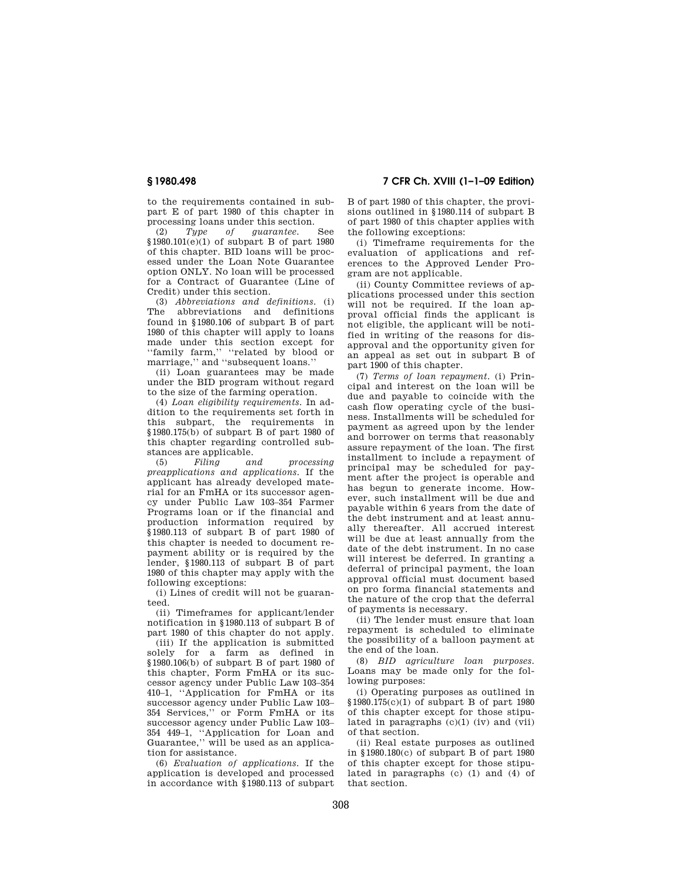to the requirements contained in subpart E of part 1980 of this chapter in processing loans under this section.

(2) *Type of guarantee.* See §1980.101(e)(1) of subpart B of part 1980 of this chapter. BID loans will be processed under the Loan Note Guarantee option ONLY. No loan will be processed for a Contract of Guarantee (Line of Credit) under this section.

(3) *Abbreviations and definitions.* (i) The abbreviations and definitions found in §1980.106 of subpart B of part 1980 of this chapter will apply to loans made under this section except for ''family farm,'' ''related by blood or marriage,'' and ''subsequent loans.''

(ii) Loan guarantees may be made under the BID program without regard to the size of the farming operation.

(4) *Loan eligibility requirements.* In addition to the requirements set forth in this subpart, the requirements in §1980.175(b) of subpart B of part 1980 of this chapter regarding controlled substances are applicable.

(5) *Filing and processing preapplications and applications.* If the applicant has already developed material for an FmHA or its successor agency under Public Law 103–354 Farmer Programs loan or if the financial and production information required by §1980.113 of subpart B of part 1980 of this chapter is needed to document repayment ability or is required by the lender, §1980.113 of subpart B of part 1980 of this chapter may apply with the following exceptions:

(i) Lines of credit will not be guaranteed.

(ii) Timeframes for applicant/lender notification in §1980.113 of subpart B of part 1980 of this chapter do not apply.

(iii) If the application is submitted solely for a farm as defined in §1980.106(b) of subpart B of part 1980 of this chapter, Form FmHA or its successor agency under Public Law 103–354 410–1, ''Application for FmHA or its successor agency under Public Law 103–354 Services,'' or Form FmHA or its successor agency under Public Law 103–354 449–1, ''Application for Loan and Guarantee,'' will be used as an application for assistance.

(6) *Evaluation of applications.* If the application is developed and processed in accordance with §1980.113 of subpart B of part 1980 of this chapter, the provisions outlined in §1980.114 of subpart B of part 1980 of this chapter applies with the following exceptions:

(i) Timeframe requirements for the evaluation of applications and references to the Approved Lender Program are not applicable.

(ii) County Committee reviews of applications processed under this section will not be required. If the loan approval official finds the applicant is not eligible, the applicant will be notified in writing of the reasons for disapproval and the opportunity given for an appeal as set out in subpart B of part 1900 of this chapter.

(7) *Terms of loan repayment.* (i) Principal and interest on the loan will be due and payable to coincide with the cash flow operating cycle of the business. Installments will be scheduled for payment as agreed upon by the lender and borrower on terms that reasonably assure repayment of the loan. The first installment to include a repayment of principal may be scheduled for payment after the project is operable and has begun to generate income. However, such installment will be due and payable within 6 years from the date of the debt instrument and at least annually thereafter. All accrued interest will be due at least annually from the date of the debt instrument. In no case will interest be deferred. In granting a deferral of principal payment, the loan approval official must document based on pro forma financial statements and the nature of the crop that the deferral of payments is necessary.

(ii) The lender must ensure that loan repayment is scheduled to eliminate the possibility of a balloon payment at the end of the loan.

(8) *BID agriculture loan purposes.* Loans may be made only for the following purposes:

(i) Operating purposes as outlined in §1980.175(c)(1) of subpart B of part 1980 of this chapter except for those stipulated in paragraphs (c)(1) (iv) and (vii) of that section.

(ii) Real estate purposes as outlined in §1980.180(c) of subpart B of part 1980 of this chapter except for those stipulated in paragraphs (c) (1) and (4) of that section.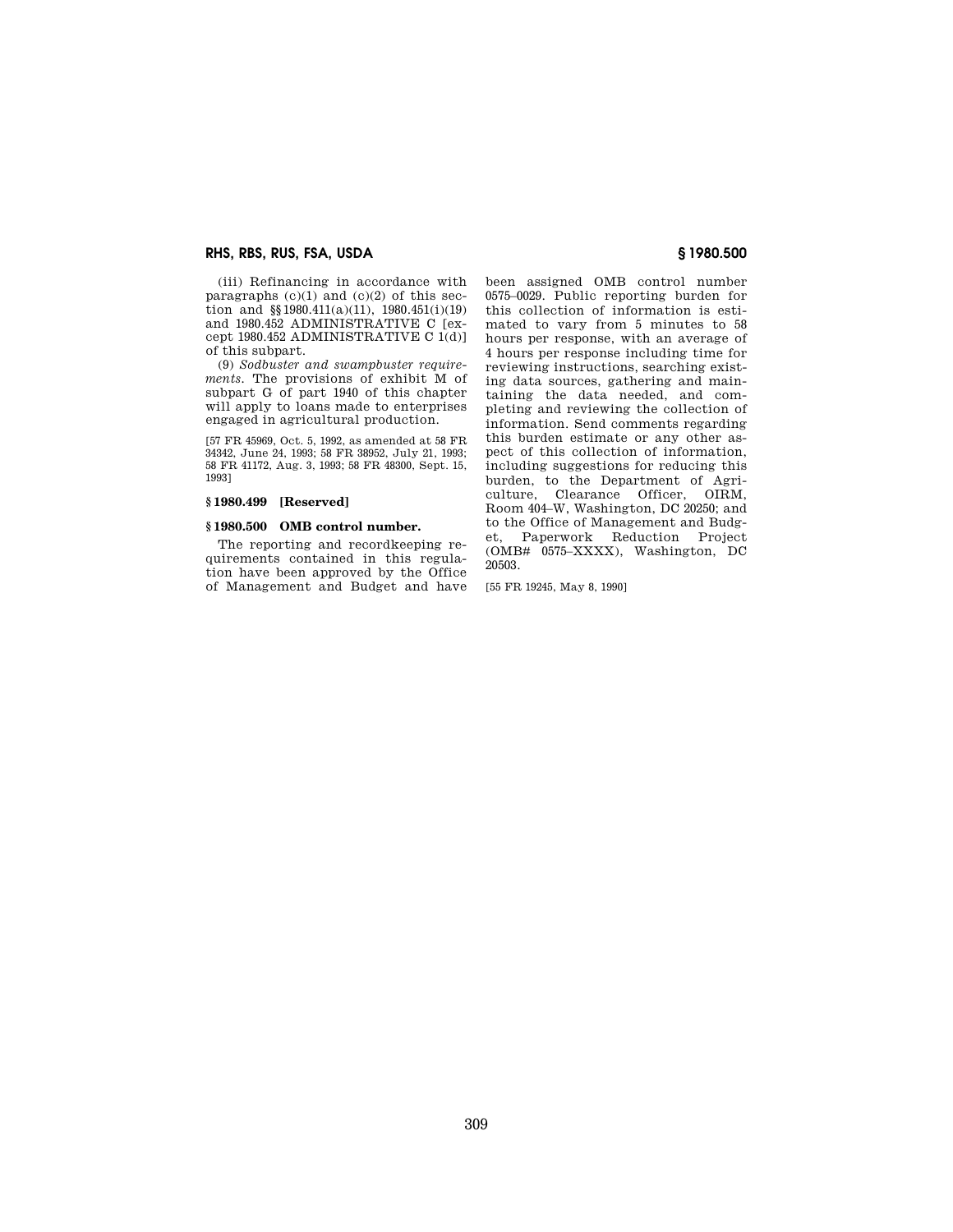(iii) Refinancing in accordance with paragraphs (c)(1) and (c)(2) of this section and §§1980.411(a)(11), 1980.451(i)(19) and 1980.452 ADMINISTRATIVE C [except 1980.452 ADMINISTRATIVE C 1(d)] of this subpart.

(9) *Sodbuster and swampbuster requirements.* The provisions of exhibit M of subpart G of part 1940 of this chapter will apply to loans made to enterprises engaged in agricultural production.

[57 FR 45969, Oct. 5, 1992, as amended at 58 FR 34342, June 24, 1993; 58 FR 38952, July 21, 1993; 58 FR 41172, Aug. 3, 1993; 58 FR 48300, Sept. 15, 1993]

### § 1980.499 [Reserved]

### § 1980.500 OMB control number.

The reporting and recordkeeping requirements contained in this regulation have been approved by the Office of Management and Budget and have been assigned OMB control number 0575–0029. Public reporting burden for this collection of information is estimated to vary from 5 minutes to 58 hours per response, with an average of 4 hours per response including time for reviewing instructions, searching existing data sources, gathering and maintaining the data needed, and completing and reviewing the collection of information. Send comments regarding this burden estimate or any other aspect of this collection of information, including suggestions for reducing this burden, to the Department of Agriculture, Clearance Officer, OIRM, Room 404–W, Washington, DC 20250; and to the Office of Management and Budget, Paperwork Reduction Project (OMB# 0575–XXXX), Washington, DC 20503.

[55 FR 19245, May 8, 1990]